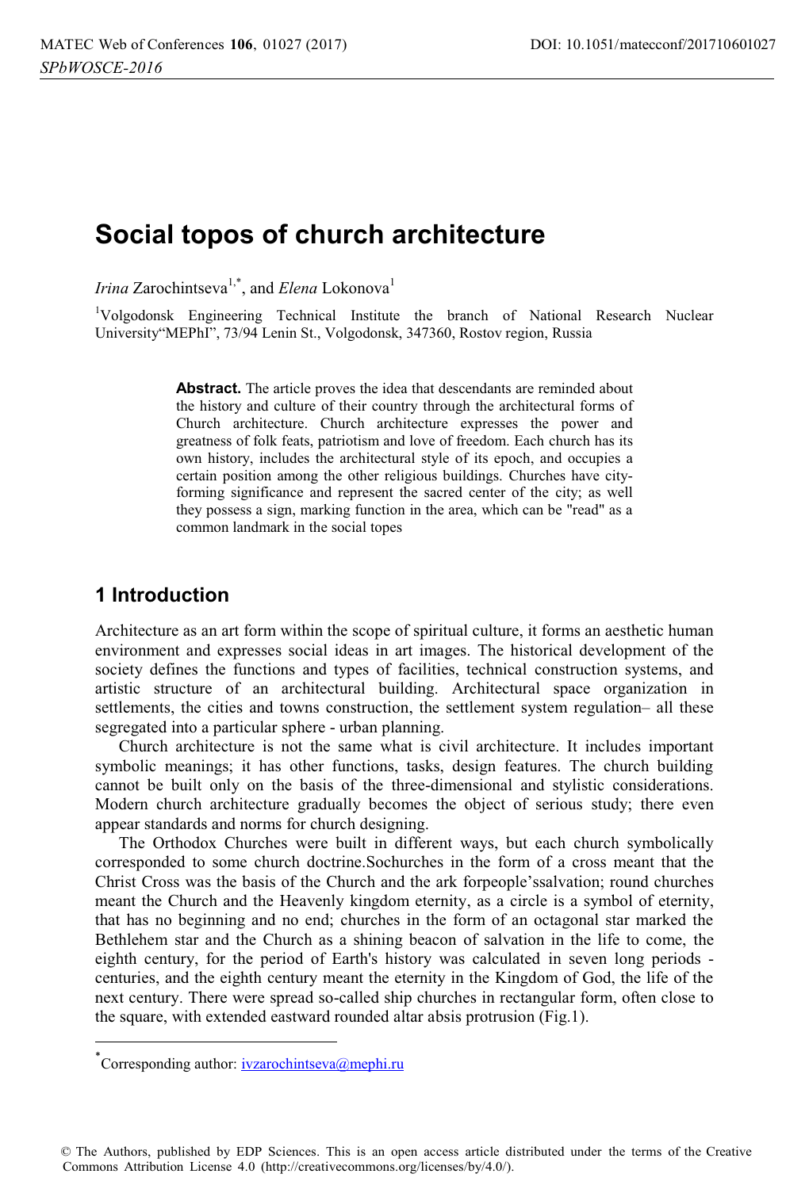# Social topos of church architecture

*Irina* Zarochintseva[1,*], and *Elena* Lokonova[1]

[1]Volgodonsk Engineering Technical Institute the branch of National Research Nuclear University"MEPhI", 73/94 Lenin St., Volgodonsk, 347360, Rostov region, Russia

**Abstract.** The article proves the idea that descendants are reminded about the history and culture of their country through the architectural forms of Church architecture. Church architecture expresses the power and greatness of folk feats, patriotism and love of freedom. Each church has its own history, includes the architectural style of its epoch, and occupies a certain position among the other religious buildings. Churches have city-forming significance and represent the sacred center of the city; as well they possess a sign, marking function in the area, which can be "read" as a common landmark in the social topes

## 1 Introduction

Architecture as an art form within the scope of spiritual culture, it forms an aesthetic human environment and expresses social ideas in art images. The historical development of the society defines the functions and types of facilities, technical construction systems, and artistic structure of an architectural building. Architectural space organization in settlements, the cities and towns construction, the settlement system regulation– all these segregated into a particular sphere - urban planning.

Church architecture is not the same what is civil architecture. It includes important symbolic meanings; it has other functions, tasks, design features. The church building cannot be built only on the basis of the three-dimensional and stylistic considerations. Modern church architecture gradually becomes the object of serious study; there even appear standards and norms for church designing.

The Orthodox Churches were built in different ways, but each church symbolically corresponded to some church doctrine.Sochurches in the form of a cross meant that the Christ Cross was the basis of the Church and the ark forpeople'ssalvation; round churches meant the Church and the Heavenly kingdom eternity, as a circle is a symbol of eternity, that has no beginning and no end; churches in the form of an octagonal star marked the Bethlehem star and the Church as a shining beacon of salvation in the life to come, the eighth century, for the period of Earth's history was calculated in seven long periods - centuries, and the eighth century meant the eternity in the Kingdom of God, the life of the next century. There were spread so-called ship churches in rectangular form, often close to the square, with extended eastward rounded altar absis protrusion (Fig.1).

*Corresponding author: ivzarochintseva@mephi.ru

© The Authors, published by EDP Sciences. This is an open access article distributed under the terms of the Creative Commons Attribution License 4.0 (http://creativecommons.org/licenses/by/4.0/).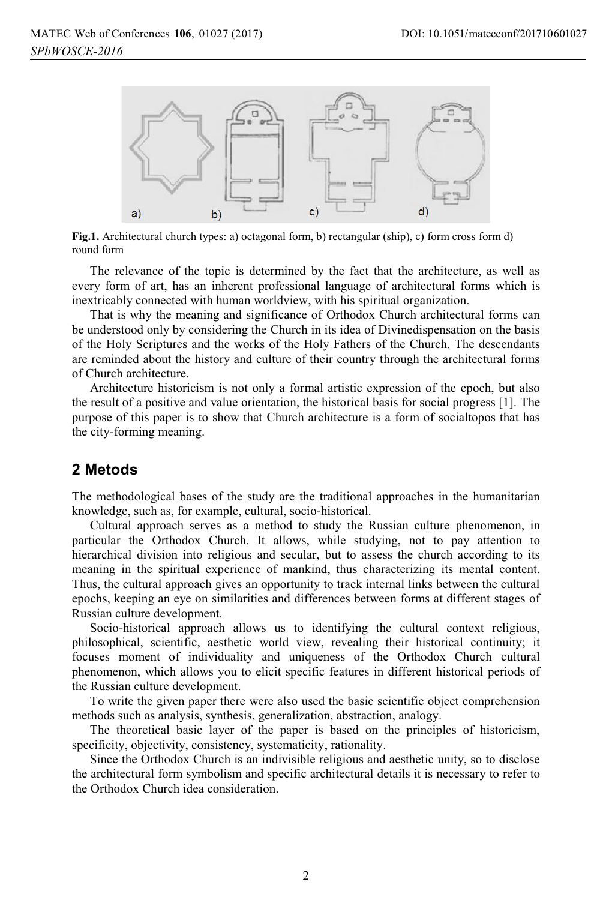**Fig.1.** Architectural church types: a) octagonal form, b) rectangular (ship), c) form cross form d) round form

The relevance of the topic is determined by the fact that the architecture, as well as every form of art, has an inherent professional language of architectural forms which is inextricably connected with human worldview, with his spiritual organization.

That is why the meaning and significance of Orthodox Church architectural forms can be understood only by considering the Church in its idea of Divinedispensation on the basis of the Holy Scriptures and the works of the Holy Fathers of the Church. The descendants are reminded about the history and culture of their country through the architectural forms of Church architecture.

Architecture historicism is not only a formal artistic expression of the epoch, but also the result of a positive and value orientation, the historical basis for social progress [1]. The purpose of this paper is to show that Church architecture is a form of socialtopos that has the city-forming meaning.

## 2 Metods

The methodological bases of the study are the traditional approaches in the humanitarian knowledge, such as, for example, cultural, socio-historical.

Cultural approach serves as a method to study the Russian culture phenomenon, in particular the Orthodox Church. It allows, while studying, not to pay attention to hierarchical division into religious and secular, but to assess the church according to its meaning in the spiritual experience of mankind, thus characterizing its mental content. Thus, the cultural approach gives an opportunity to track internal links between the cultural epochs, keeping an eye on similarities and differences between forms at different stages of Russian culture development.

Socio-historical approach allows us to identifying the cultural context religious, philosophical, scientific, aesthetic world view, revealing their historical continuity; it focuses moment of individuality and uniqueness of the Orthodox Church cultural phenomenon, which allows you to elicit specific features in different historical periods of the Russian culture development.

To write the given paper there were also used the basic scientific object comprehension methods such as analysis, synthesis, generalization, abstraction, analogy.

The theoretical basic layer of the paper is based on the principles of historicism, specificity, objectivity, consistency, systematicity, rationality.

Since the Orthodox Church is an indivisible religious and aesthetic unity, so to disclose the architectural form symbolism and specific architectural details it is necessary to refer to the Orthodox Church idea consideration.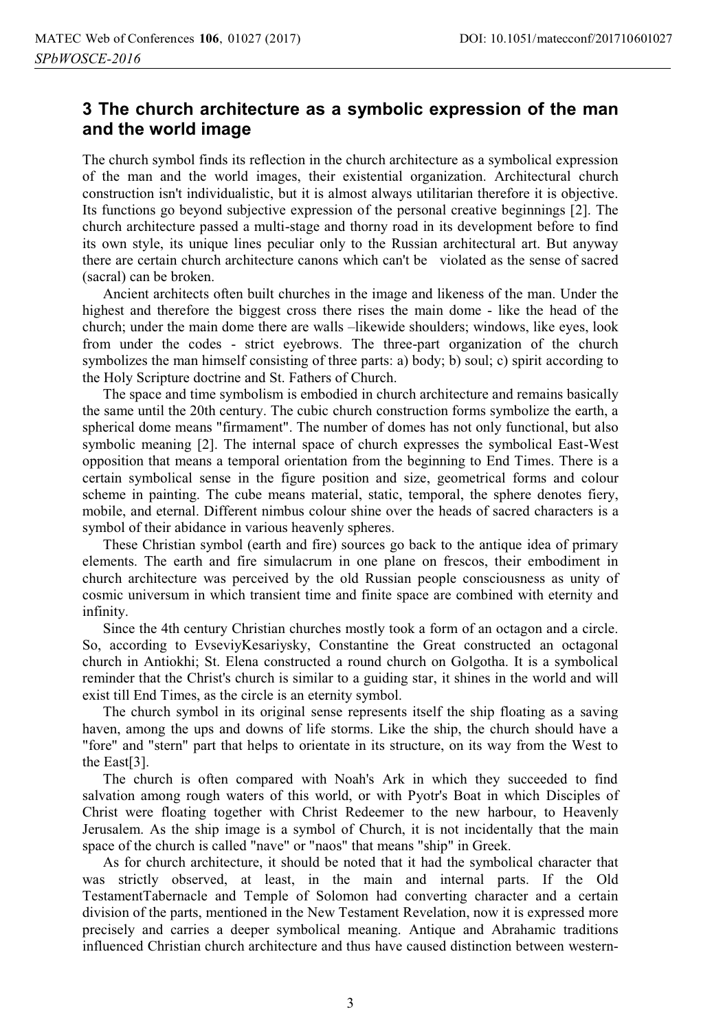## 3 The church architecture as a symbolic expression of the man and the world image

The church symbol finds its reflection in the church architecture as a symbolical expression of the man and the world images, their existential organization. Architectural church construction isn't individualistic, but it is almost always utilitarian therefore it is objective. Its functions go beyond subjective expression of the personal creative beginnings [2]. The church architecture passed a multi-stage and thorny road in its development before to find its own style, its unique lines peculiar only to the Russian architectural art. But anyway there are certain church architecture canons which can't be violated as the sense of sacred (sacral) can be broken.

Ancient architects often built churches in the image and likeness of the man. Under the highest and therefore the biggest cross there rises the main dome - like the head of the church; under the main dome there are walls –likewide shoulders; windows, like eyes, look from under the codes - strict eyebrows. The three-part organization of the church symbolizes the man himself consisting of three parts: a) body; b) soul; c) spirit according to the Holy Scripture doctrine and St. Fathers of Church.

The space and time symbolism is embodied in church architecture and remains basically the same until the 20th century. The cubic church construction forms symbolize the earth, a spherical dome means "firmament". The number of domes has not only functional, but also symbolic meaning [2]. The internal space of church expresses the symbolical East-West opposition that means a temporal orientation from the beginning to End Times. There is a certain symbolical sense in the figure position and size, geometrical forms and colour scheme in painting. The cube means material, static, temporal, the sphere denotes fiery, mobile, and eternal. Different nimbus colour shine over the heads of sacred characters is a symbol of their abidance in various heavenly spheres.

These Christian symbol (earth and fire) sources go back to the antique idea of primary elements. The earth and fire simulacrum in one plane on frescos, their embodiment in church architecture was perceived by the old Russian people consciousness as unity of cosmic universum in which transient time and finite space are combined with eternity and infinity.

Since the 4th century Christian churches mostly took a form of an octagon and a circle. So, according to EvseviyKesariysky, Constantine the Great constructed an octagonal church in Antiokhi; St. Elena constructed a round church on Golgotha. It is a symbolical reminder that the Christ's church is similar to a guiding star, it shines in the world and will exist till End Times, as the circle is an eternity symbol.

The church symbol in its original sense represents itself the ship floating as a saving haven, among the ups and downs of life storms. Like the ship, the church should have a "fore" and "stern" part that helps to orientate in its structure, on its way from the West to the East[3].

The church is often compared with Noah's Ark in which they succeeded to find salvation among rough waters of this world, or with Pyotr's Boat in which Disciples of Christ were floating together with Christ Redeemer to the new harbour, to Heavenly Jerusalem. As the ship image is a symbol of Church, it is not incidentally that the main space of the church is called "nave" or "naos" that means "ship" in Greek.

As for church architecture, it should be noted that it had the symbolical character that was strictly observed, at least, in the main and internal parts. If the Old TestamentTabernacle and Temple of Solomon had converting character and a certain division of the parts, mentioned in the New Testament Revelation, now it is expressed more precisely and carries a deeper symbolical meaning. Antique and Abrahamic traditions influenced Christian church architecture and thus have caused distinction between western-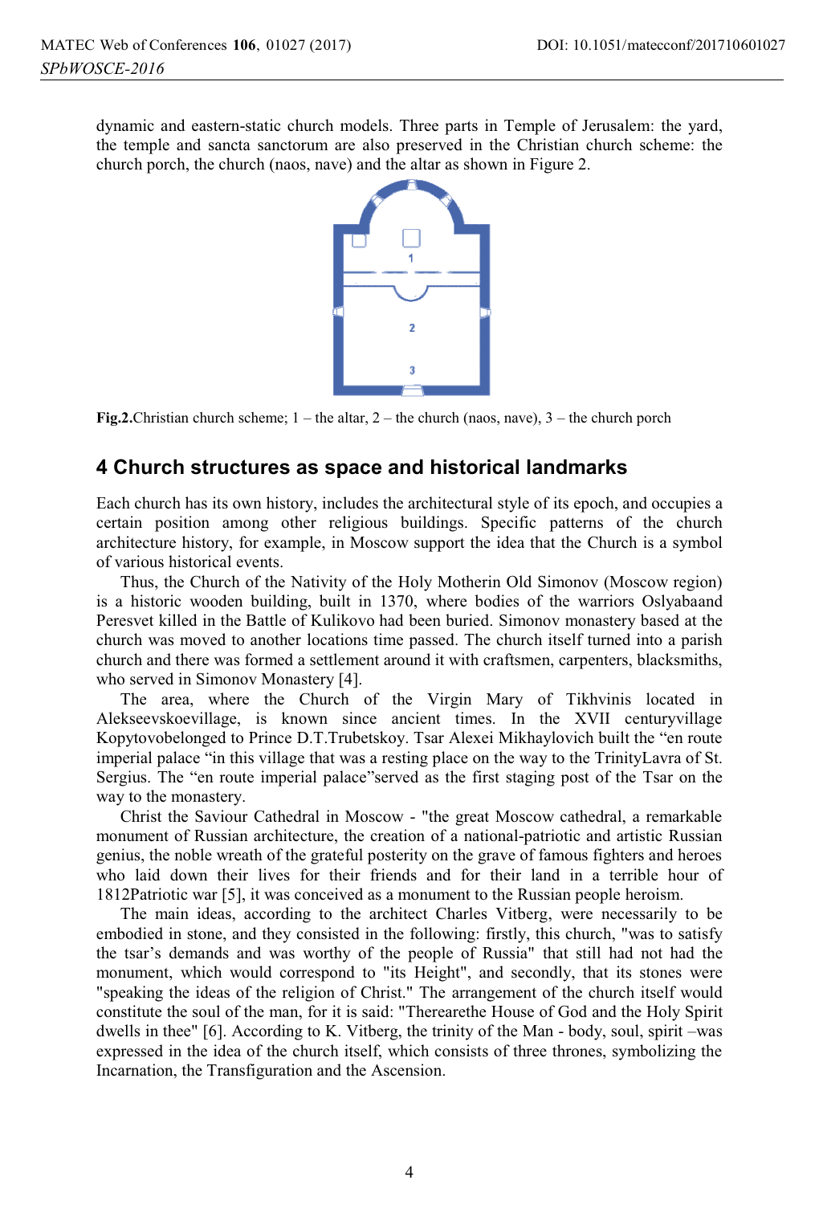dynamic and eastern-static church models. Three parts in Temple of Jerusalem: the yard, the temple and sancta sanctorum are also preserved in the Christian church scheme: the church porch, the church (naos, nave) and the altar as shown in Figure 2.

1

2

3

**Fig.2.**Christian church scheme; 1 – the altar, 2 – the church (naos, nave), 3 – the church porch

## 4 Church structures as space and historical landmarks

Each church has its own history, includes the architectural style of its epoch, and occupies a certain position among other religious buildings. Specific patterns of the church architecture history, for example, in Moscow support the idea that the Church is a symbol of various historical events.

Thus, the Church of the Nativity of the Holy Motherin Old Simonov (Moscow region) is a historic wooden building, built in 1370, where bodies of the warriors Oslyabaand Peresvet killed in the Battle of Kulikovo had been buried. Simonov monastery based at the church was moved to another locations time passed. The church itself turned into a parish church and there was formed a settlement around it with craftsmen, carpenters, blacksmiths, who served in Simonov Monastery [4].

The area, where the Church of the Virgin Mary of Tikhvinis located in Alekseevskoevillage, is known since ancient times. In the XVII centuryvillage Kopytovobelonged to Prince D.T.Trubetskoy. Tsar Alexei Mikhaylovich built the "en route imperial palace "in this village that was a resting place on the way to the TrinityLavra of St. Sergius. The "en route imperial palace"served as the first staging post of the Tsar on the way to the monastery.

Christ the Saviour Cathedral in Moscow - "the great Moscow cathedral, a remarkable monument of Russian architecture, the creation of a national-patriotic and artistic Russian genius, the noble wreath of the grateful posterity on the grave of famous fighters and heroes who laid down their lives for their friends and for their land in a terrible hour of 1812Patriotic war [5], it was conceived as a monument to the Russian people heroism.

The main ideas, according to the architect Charles Vitberg, were necessarily to be embodied in stone, and they consisted in the following: firstly, this church, "was to satisfy the tsar's demands and was worthy of the people of Russia" that still had not had the monument, which would correspond to "its Height", and secondly, that its stones were "speaking the ideas of the religion of Christ." The arrangement of the church itself would constitute the soul of the man, for it is said: "Therearethe House of God and the Holy Spirit dwells in thee" [6]. According to K. Vitberg, the trinity of the Man - body, soul, spirit –was expressed in the idea of the church itself, which consists of three thrones, symbolizing the Incarnation, the Transfiguration and the Ascension.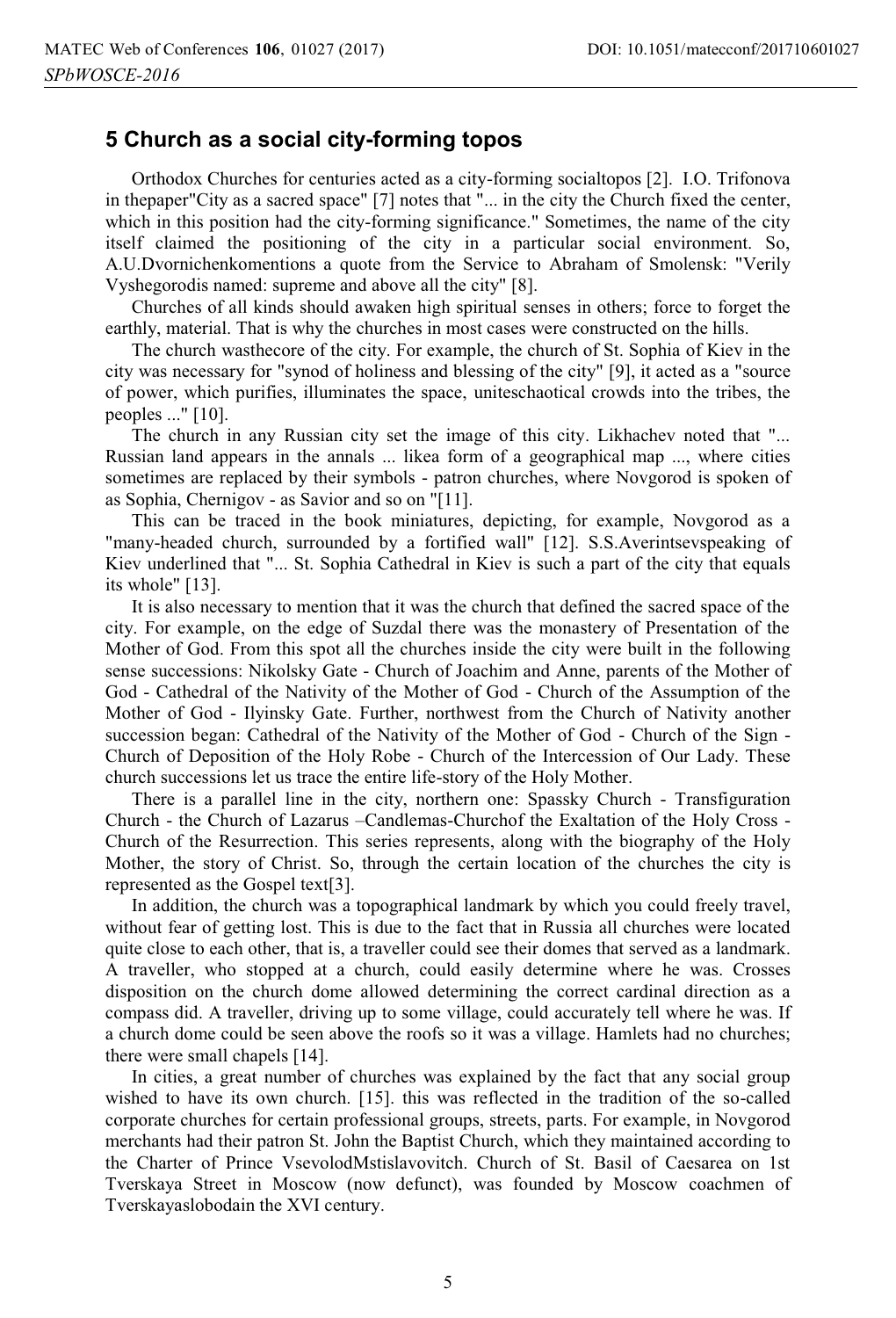## 5 Church as a social city-forming topos

Orthodox Churches for centuries acted as a city-forming socialtopos [2]. I.O. Trifonova in thepaper"City as a sacred space" [7] notes that "... in the city the Church fixed the center, which in this position had the city-forming significance." Sometimes, the name of the city itself claimed the positioning of the city in a particular social environment. So, A.U.Dvornichenkomentions a quote from the Service to Abraham of Smolensk: "Verily Vyshegorodis named: supreme and above all the city" [8].

Churches of all kinds should awaken high spiritual senses in others; force to forget the earthly, material. That is why the churches in most cases were constructed on the hills.

The church wasthecore of the city. For example, the church of St. Sophia of Kiev in the city was necessary for "synod of holiness and blessing of the city" [9], it acted as a "source of power, which purifies, illuminates the space, uniteschaotical crowds into the tribes, the peoples ..." [10].

The church in any Russian city set the image of this city. Likhachev noted that "... Russian land appears in the annals ... likea form of a geographical map ..., where cities sometimes are replaced by their symbols - patron churches, where Novgorod is spoken of as Sophia, Chernigov - as Savior and so on "[11].

This can be traced in the book miniatures, depicting, for example, Novgorod as a "many-headed church, surrounded by a fortified wall" [12]. S.S.Averintsevspeaking of Kiev underlined that "... St. Sophia Cathedral in Kiev is such a part of the city that equals its whole" [13].

It is also necessary to mention that it was the church that defined the sacred space of the city. For example, on the edge of Suzdal there was the monastery of Presentation of the Mother of God. From this spot all the churches inside the city were built in the following sense successions: Nikolsky Gate - Church of Joachim and Anne, parents of the Mother of God - Cathedral of the Nativity of the Mother of God - Church of the Assumption of the Mother of God - Ilyinsky Gate. Further, northwest from the Church of Nativity another succession began: Cathedral of the Nativity of the Mother of God - Church of the Sign - Church of Deposition of the Holy Robe - Church of the Intercession of Our Lady. These church successions let us trace the entire life-story of the Holy Mother.

There is a parallel line in the city, northern one: Spassky Church - Transfiguration Church - the Church of Lazarus –Candlemas-Churchof the Exaltation of the Holy Cross - Church of the Resurrection. This series represents, along with the biography of the Holy Mother, the story of Christ. So, through the certain location of the churches the city is represented as the Gospel text[3].

In addition, the church was a topographical landmark by which you could freely travel, without fear of getting lost. This is due to the fact that in Russia all churches were located quite close to each other, that is, a traveller could see their domes that served as a landmark. A traveller, who stopped at a church, could easily determine where he was. Crosses disposition on the church dome allowed determining the correct cardinal direction as a compass did. A traveller, driving up to some village, could accurately tell where he was. If a church dome could be seen above the roofs so it was a village. Hamlets had no churches; there were small chapels [14].

In cities, a great number of churches was explained by the fact that any social group wished to have its own church. [15]. this was reflected in the tradition of the so-called corporate churches for certain professional groups, streets, parts. For example, in Novgorod merchants had their patron St. John the Baptist Church, which they maintained according to the Charter of Prince VsevolodMstislavovitch. Church of St. Basil of Caesarea on 1st Tverskaya Street in Moscow (now defunct), was founded by Moscow coachmen of Tverskayaslobodain the XVI century.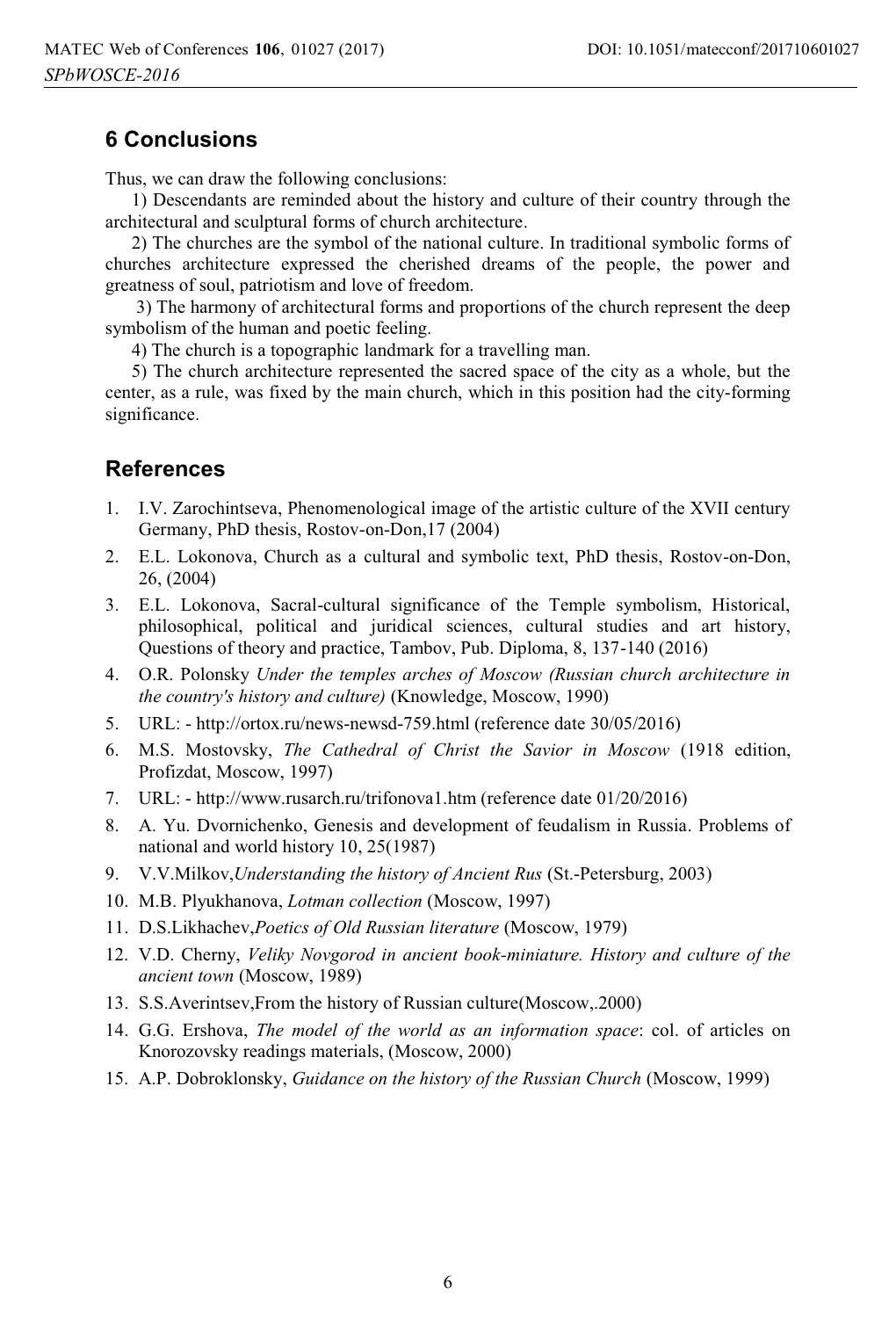## 6 Conclusions

Thus, we can draw the following conclusions:

1) Descendants are reminded about the history and culture of their country through the architectural and sculptural forms of church architecture.

2) The churches are the symbol of the national culture. In traditional symbolic forms of churches architecture expressed the cherished dreams of the people, the power and greatness of soul, patriotism and love of freedom.

3) The harmony of architectural forms and proportions of the church represent the deep symbolism of the human and poetic feeling.

4) The church is a topographic landmark for a travelling man.

5) The church architecture represented the sacred space of the city as a whole, but the center, as a rule, was fixed by the main church, which in this position had the city-forming significance.

## References

1. I.V. Zarochintseva, Phenomenological image of the artistic culture of the XVII century Germany, PhD thesis, Rostov-on-Don,17 (2004)
2. E.L. Lokonova, Church as a cultural and symbolic text, PhD thesis, Rostov-on-Don, 26, (2004)
3. E.L. Lokonova, Sacral-cultural significance of the Temple symbolism, Historical, philosophical, political and juridical sciences, cultural studies and art history, Questions of theory and practice, Tambov, Pub. Diploma, 8, 137-140 (2016)
4. O.R. Polonsky *Under the temples arches of Moscow (Russian church architecture in the country's history and culture)* (Knowledge, Moscow, 1990)
5. URL: - http://ortox.ru/news-newsd-759.html (reference date 30/05/2016)
6. M.S. Mostovsky, *The Cathedral of Christ the Savior in Moscow* (1918 edition, Profizdat, Moscow, 1997)
7. URL: - http://www.rusarch.ru/trifonova1.htm (reference date 01/20/2016)
8. A. Yu. Dvornichenko, Genesis and development of feudalism in Russia. Problems of national and world history 10, 25(1987)
9. V.V.Milkov,*Understanding the history of Ancient Rus* (St.-Petersburg, 2003)
10. M.B. Plyukhanova, *Lotman collection* (Moscow, 1997)
11. D.S.Likhachev,*Poetics of Old Russian literature* (Moscow, 1979)
12. V.D. Cherny, *Veliky Novgorod in ancient book-miniature. History and culture of the ancient town* (Moscow, 1989)
13. S.S.Averintsev,From the history of Russian culture(Moscow,.2000)
14. G.G. Ershova, *The model of the world as an information space*: col. of articles on Knorozovsky readings materials, (Moscow, 2000)
15. A.P. Dobroklonsky, *Guidance on the history of the Russian Church* (Moscow, 1999)